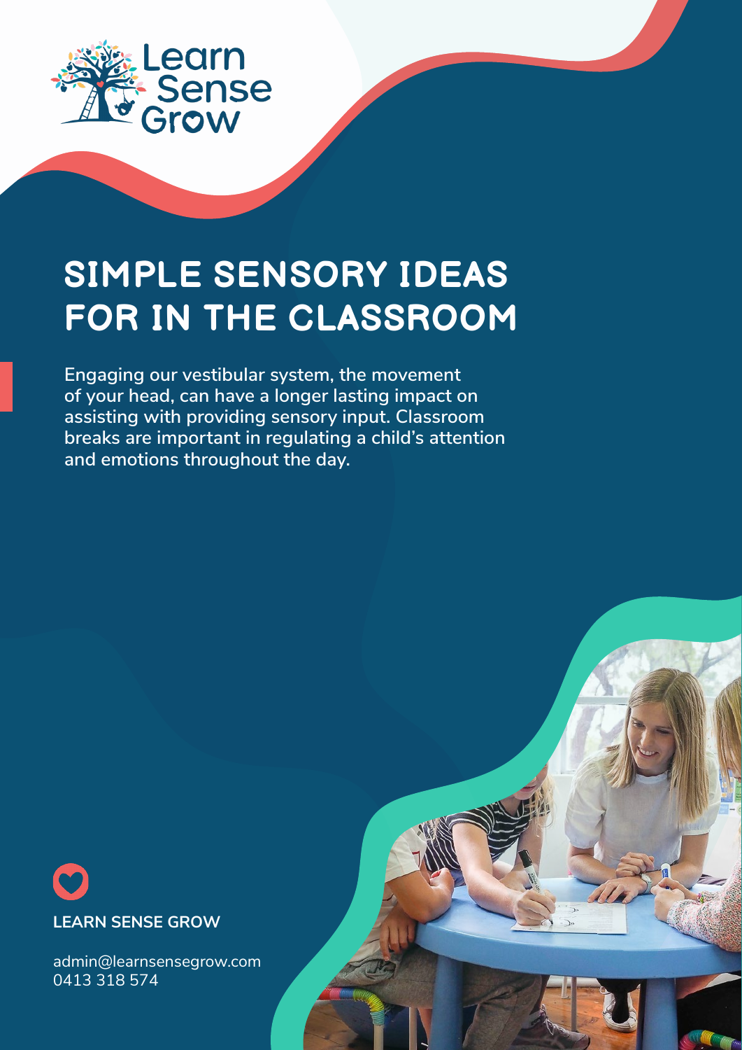Learn Sense Grow

# SIMPLE SENSORY IDEAS FOR IN THE CLASSROOM

**Engaging our vestibular system, the movement of your head, can have a longer lasting impact on assisting with providing sensory input. Classroom breaks are important in regulating a child's attention and emotions throughout the day.**

**LEARN SENSE GROW**

admin@learnsensegrow.com
0413 318 574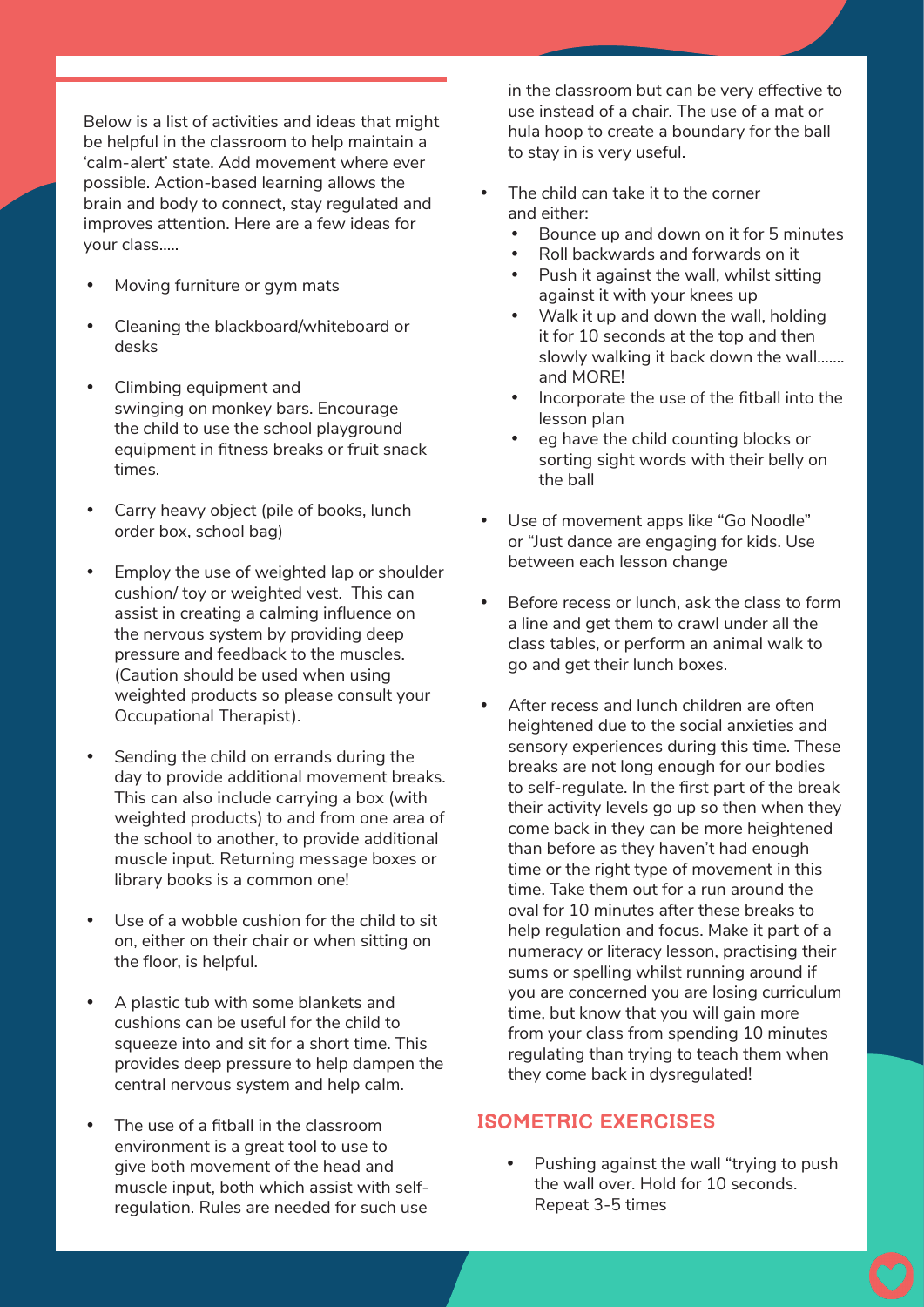Below is a list of activities and ideas that might be helpful in the classroom to help maintain a 'calm-alert' state. Add movement where ever possible. Action-based learning allows the brain and body to connect, stay regulated and improves attention. Here are a few ideas for your class.....

- Moving furniture or gym mats
- Cleaning the blackboard/whiteboard or desks
- Climbing equipment and swinging on monkey bars. Encourage the child to use the school playground equipment in fitness breaks or fruit snack times.
- Carry heavy object (pile of books, lunch order box, school bag)
- Employ the use of weighted lap or shoulder cushion/ toy or weighted vest. This can assist in creating a calming influence on the nervous system by providing deep pressure and feedback to the muscles. (Caution should be used when using weighted products so please consult your Occupational Therapist).
- Sending the child on errands during the day to provide additional movement breaks. This can also include carrying a box (with weighted products) to and from one area of the school to another, to provide additional muscle input. Returning message boxes or library books is a common one!
- Use of a wobble cushion for the child to sit on, either on their chair or when sitting on the floor, is helpful.
- A plastic tub with some blankets and cushions can be useful for the child to squeeze into and sit for a short time. This provides deep pressure to help dampen the central nervous system and help calm.
- The use of a fitball in the classroom environment is a great tool to use to give both movement of the head and muscle input, both which assist with self-regulation. Rules are needed for such use in the classroom but can be very effective to use instead of a chair. The use of a mat or hula hoop to create a boundary for the ball to stay in is very useful.
- The child can take it to the corner and either:
  - Bounce up and down on it for 5 minutes
  - Roll backwards and forwards on it
  - Push it against the wall, whilst sitting against it with your knees up
  - Walk it up and down the wall, holding it for 10 seconds at the top and then slowly walking it back down the wall....... and MORE!
  - Incorporate the use of the fitball into the lesson plan
  - eg have the child counting blocks or sorting sight words with their belly on the ball
- Use of movement apps like "Go Noodle" or "Just dance are engaging for kids. Use between each lesson change
- Before recess or lunch, ask the class to form a line and get them to crawl under all the class tables, or perform an animal walk to go and get their lunch boxes.
- After recess and lunch children are often heightened due to the social anxieties and sensory experiences during this time. These breaks are not long enough for our bodies to self-regulate. In the first part of the break their activity levels go up so then when they come back in they can be more heightened than before as they haven't had enough time or the right type of movement in this time. Take them out for a run around the oval for 10 minutes after these breaks to help regulation and focus. Make it part of a numeracy or literacy lesson, practising their sums or spelling whilst running around if you are concerned you are losing curriculum time, but know that you will gain more from your class from spending 10 minutes regulating than trying to teach them when they come back in dysregulated!

## ISOMETRIC EXERCISES

- Pushing against the wall "trying to push the wall over. Hold for 10 seconds. Repeat 3-5 times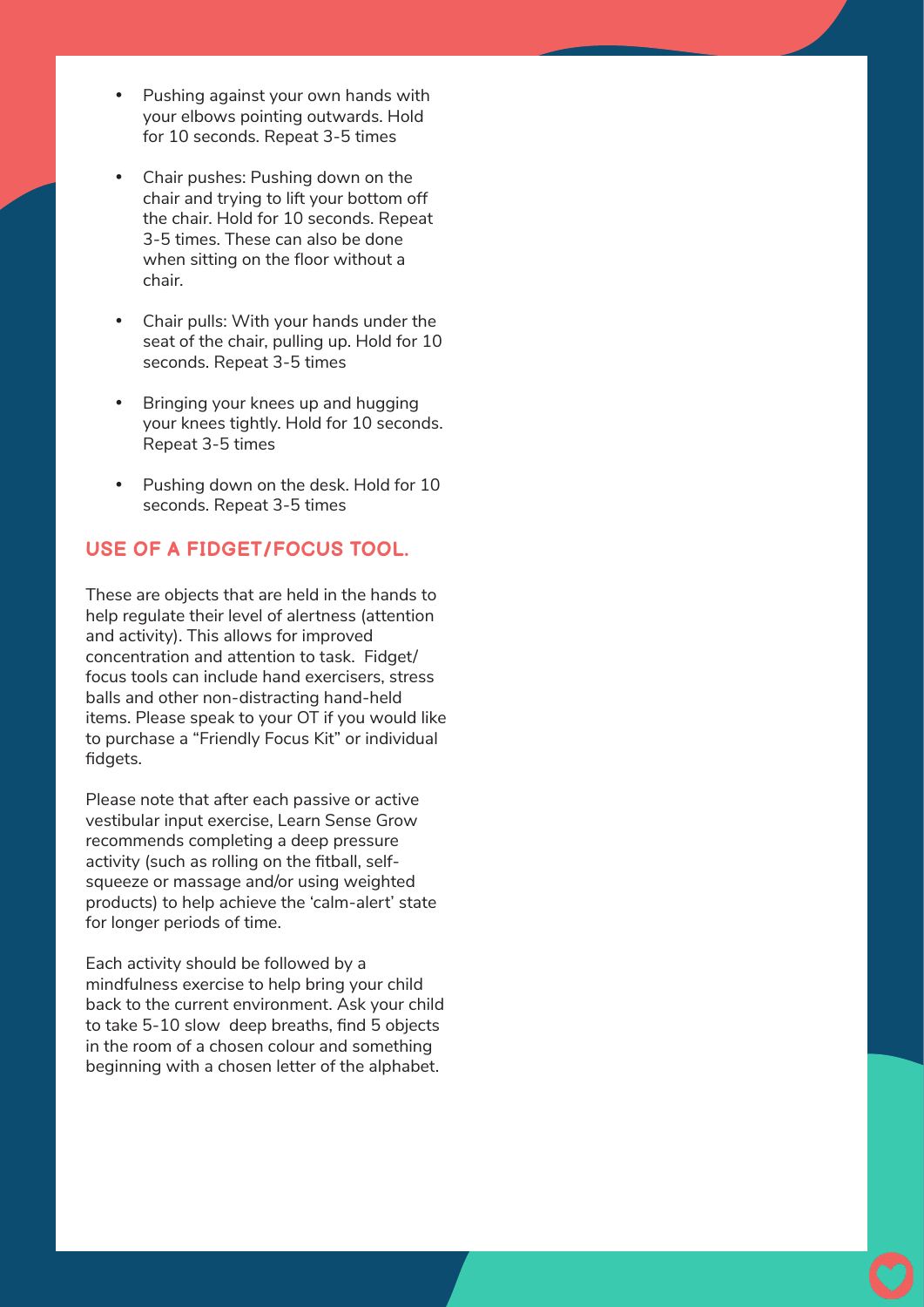- Pushing against your own hands with your elbows pointing outwards. Hold for 10 seconds. Repeat 3-5 times
- Chair pushes: Pushing down on the chair and trying to lift your bottom off the chair. Hold for 10 seconds. Repeat 3-5 times. These can also be done when sitting on the floor without a chair.
- Chair pulls: With your hands under the seat of the chair, pulling up. Hold for 10 seconds. Repeat 3-5 times
- Bringing your knees up and hugging your knees tightly. Hold for 10 seconds. Repeat 3-5 times
- Pushing down on the desk. Hold for 10 seconds. Repeat 3-5 times

## USE OF A FIDGET/FOCUS TOOL.

These are objects that are held in the hands to help regulate their level of alertness (attention and activity). This allows for improved concentration and attention to task. Fidget/focus tools can include hand exercisers, stress balls and other non-distracting hand-held items. Please speak to your OT if you would like to purchase a "Friendly Focus Kit" or individual fidgets.

Please note that after each passive or active vestibular input exercise, Learn Sense Grow recommends completing a deep pressure activity (such as rolling on the fitball, self-squeeze or massage and/or using weighted products) to help achieve the 'calm-alert' state for longer periods of time.

Each activity should be followed by a mindfulness exercise to help bring your child back to the current environment. Ask your child to take 5-10 slow deep breaths, find 5 objects in the room of a chosen colour and something beginning with a chosen letter of the alphabet.